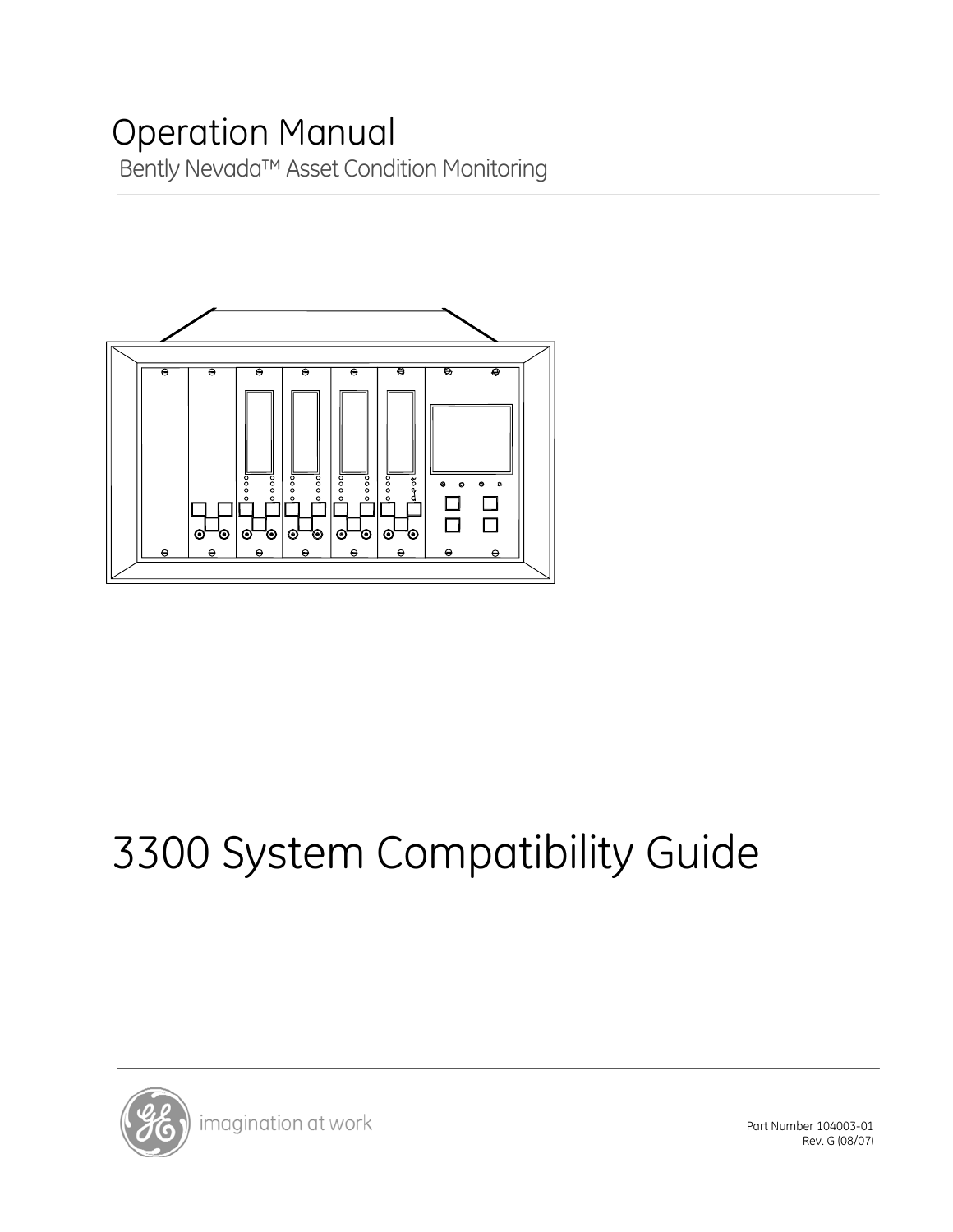# Operation Manual

Bently Nevada™ Asset Condition Monitoring

# 3300 System Compatibility Guide

imagination at work

Part Number 104003-01
Rev. G (08/07)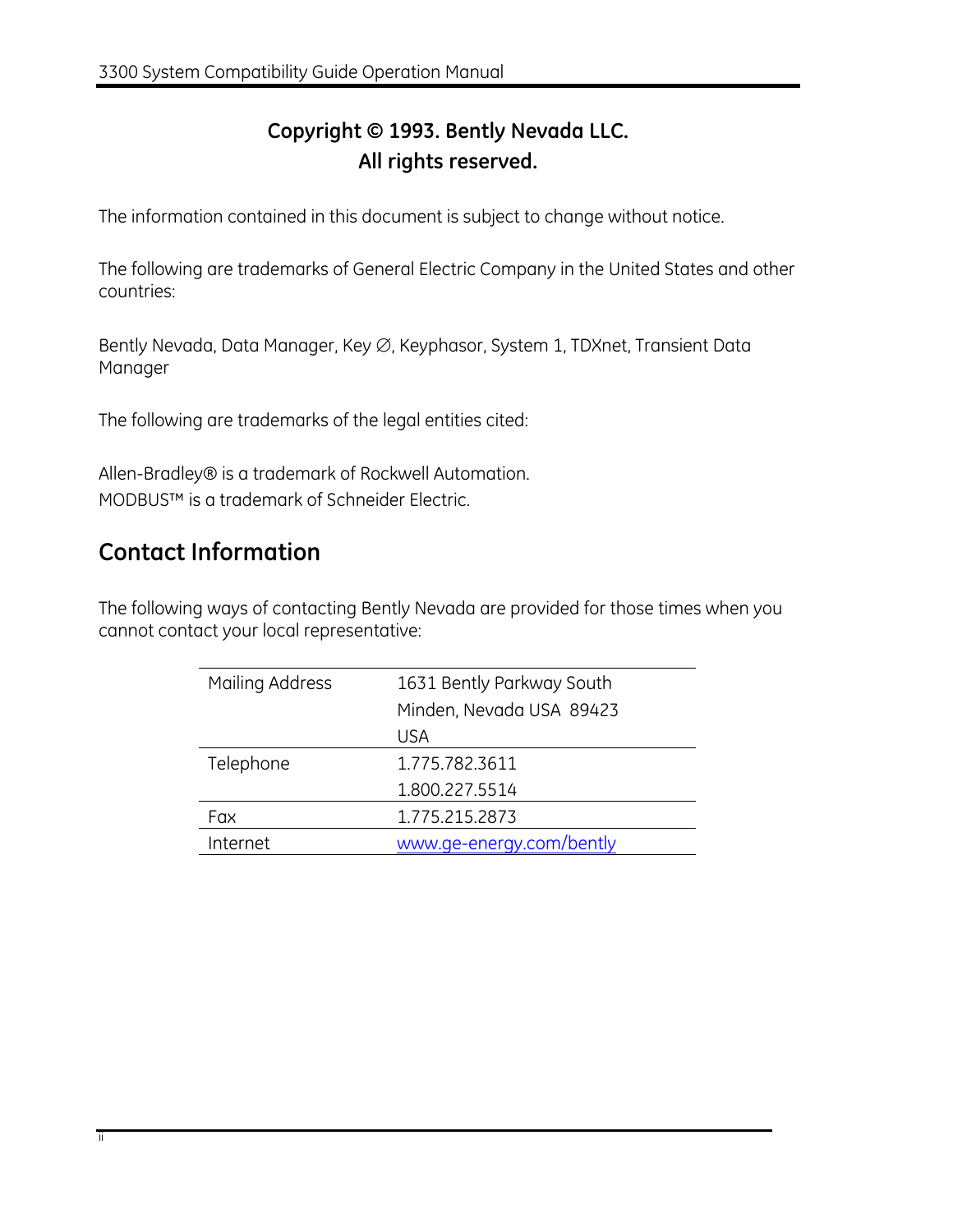**Copyright © 1993. Bently Nevada LLC.**
**All rights reserved.**

The information contained in this document is subject to change without notice.

The following are trademarks of General Electric Company in the United States and other countries:

Bently Nevada, Data Manager, Key ∅, Keyphasor, System 1, TDXnet, Transient Data Manager

The following are trademarks of the legal entities cited:

Allen-Bradley® is a trademark of Rockwell Automation.
MODBUS™ is a trademark of Schneider Electric.

## Contact Information

The following ways of contacting Bently Nevada are provided for those times when you cannot contact your local representative:

| | |
|---|---|
| Mailing Address | 1631 Bently Parkway South<br>Minden, Nevada USA 89423<br>USA |
| Telephone | 1.775.782.3611<br>1.800.227.5514 |
| Fax | 1.775.215.2873 |
| Internet | www.ge-energy.com/bently |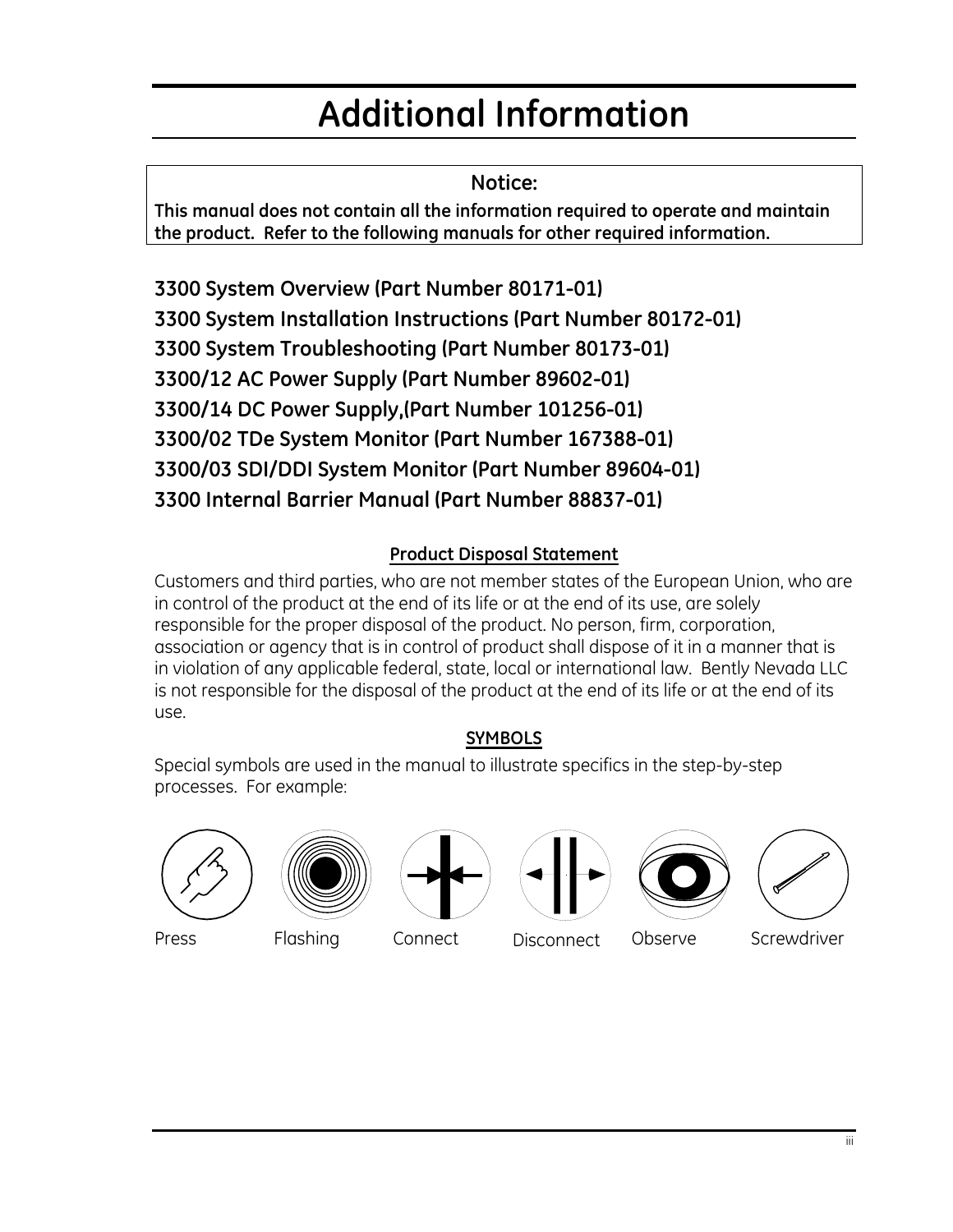# Additional Information

**Notice:**

**This manual does not contain all the information required to operate and maintain the product. Refer to the following manuals for other required information.**

**3300 System Overview (Part Number 80171-01)**

**3300 System Installation Instructions (Part Number 80172-01)**

**3300 System Troubleshooting (Part Number 80173-01)**

**3300/12 AC Power Supply (Part Number 89602-01)**

**3300/14 DC Power Supply,(Part Number 101256-01)**

**3300/02 TDe System Monitor (Part Number 167388-01)**

**3300/03 SDI/DDI System Monitor (Part Number 89604-01)**

**3300 Internal Barrier Manual (Part Number 88837-01)**

**Product Disposal Statement**

Customers and third parties, who are not member states of the European Union, who are in control of the product at the end of its life or at the end of its use, are solely responsible for the proper disposal of the product. No person, firm, corporation, association or agency that is in control of product shall dispose of it in a manner that is in violation of any applicable federal, state, local or international law. Bently Nevada LLC is not responsible for the disposal of the product at the end of its life or at the end of its use.

**SYMBOLS**

Special symbols are used in the manual to illustrate specifics in the step-by-step processes. For example:

Press Flashing Connect Disconnect Observe Screwdriver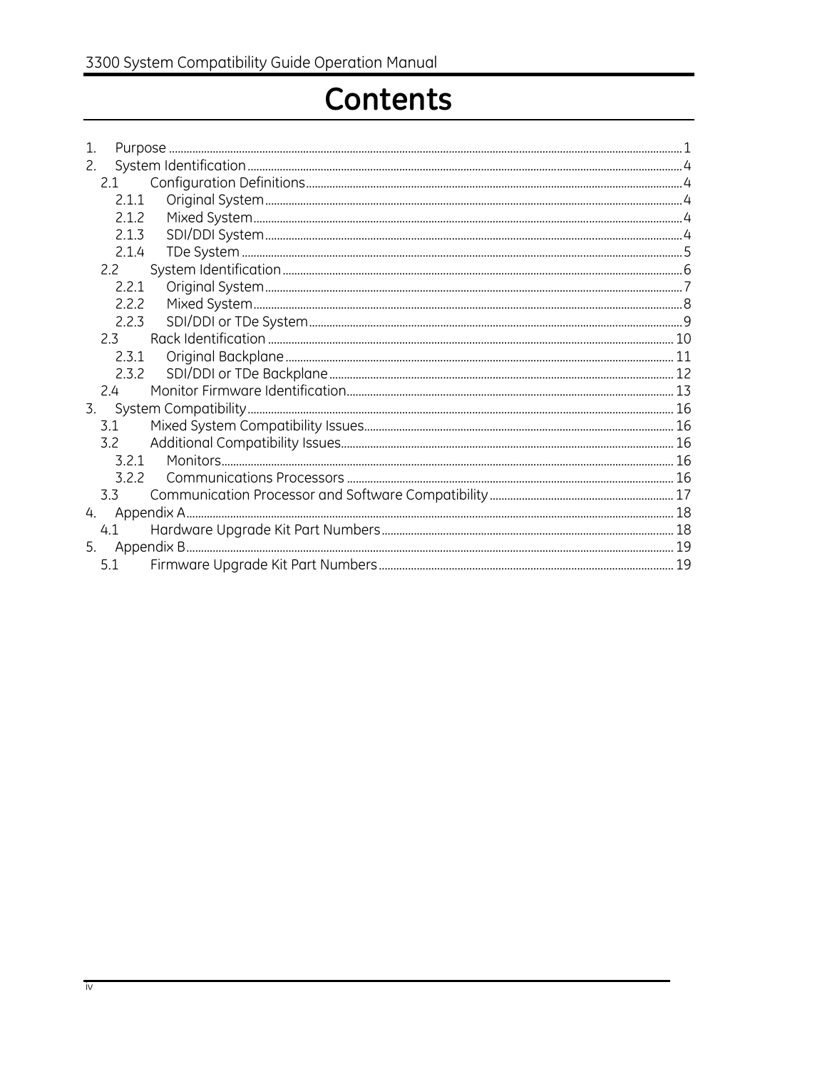# Contents

1. Purpose ..... 1
2. System Identification ..... 4
   - 2.1 Configuration Definitions ..... 4
     - 2.1.1 Original System ..... 4
     - 2.1.2 Mixed System ..... 4
     - 2.1.3 SDI/DDI System ..... 4
     - 2.1.4 TDe System ..... 5
   - 2.2 System Identification ..... 6
     - 2.2.1 Original System ..... 7
     - 2.2.2 Mixed System ..... 8
     - 2.2.3 SDI/DDI or TDe System ..... 9
   - 2.3 Rack Identification ..... 10
     - 2.3.1 Original Backplane ..... 11
     - 2.3.2 SDI/DDI or TDe Backplane ..... 12
   - 2.4 Monitor Firmware Identification ..... 13
3. System Compatibility ..... 16
   - 3.1 Mixed System Compatibility Issues ..... 16
   - 3.2 Additional Compatibility Issues ..... 16
     - 3.2.1 Monitors ..... 16
     - 3.2.2 Communications Processors ..... 16
   - 3.3 Communication Processor and Software Compatibility ..... 17
4. Appendix A ..... 18
   - 4.1 Hardware Upgrade Kit Part Numbers ..... 18
5. Appendix B ..... 19
   - 5.1 Firmware Upgrade Kit Part Numbers ..... 19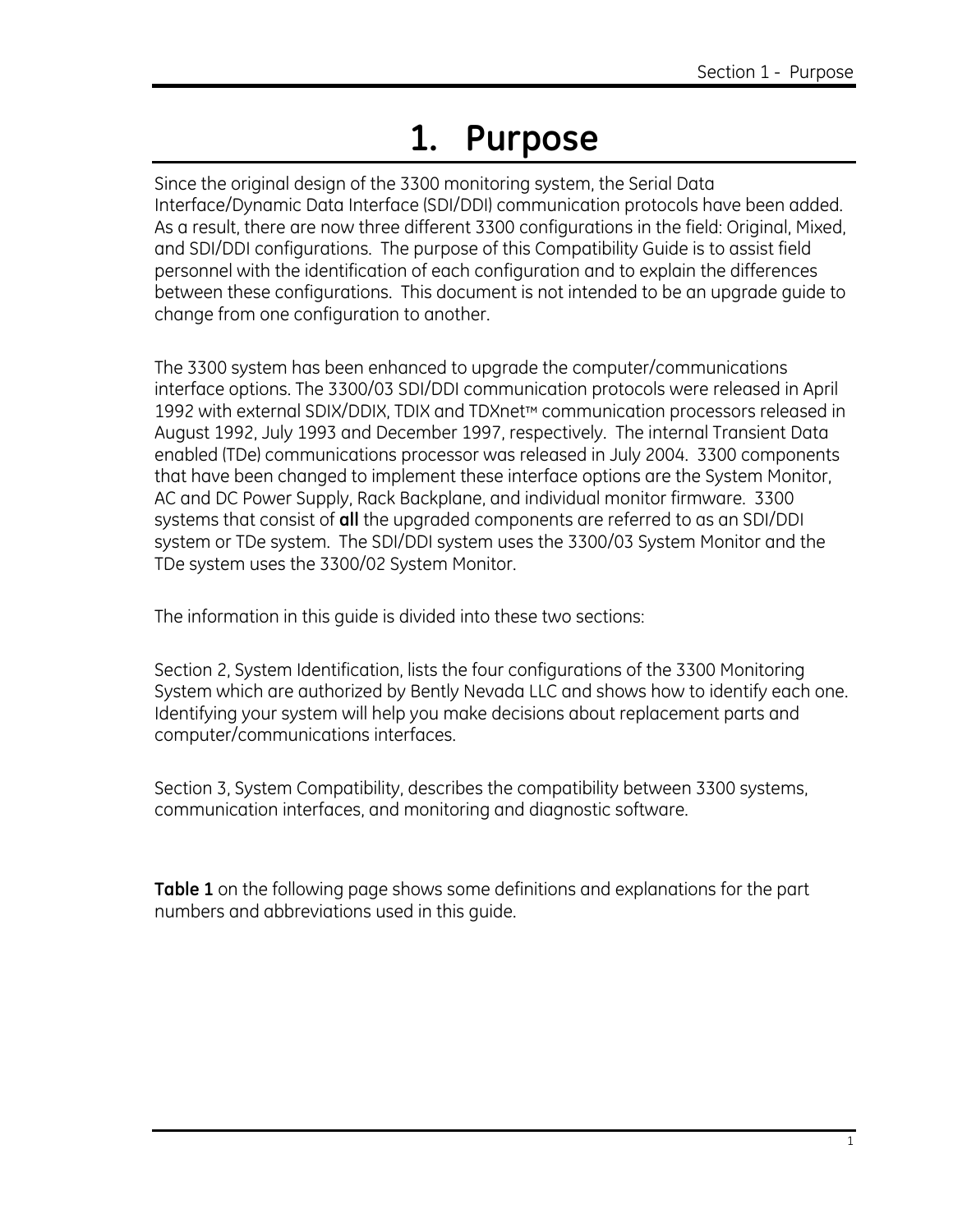# 1. Purpose

Since the original design of the 3300 monitoring system, the Serial Data Interface/Dynamic Data Interface (SDI/DDI) communication protocols have been added. As a result, there are now three different 3300 configurations in the field: Original, Mixed, and SDI/DDI configurations. The purpose of this Compatibility Guide is to assist field personnel with the identification of each configuration and to explain the differences between these configurations. This document is not intended to be an upgrade guide to change from one configuration to another.

The 3300 system has been enhanced to upgrade the computer/communications interface options. The 3300/03 SDI/DDI communication protocols were released in April 1992 with external SDIX/DDIX, TDIX and TDXnet™ communication processors released in August 1992, July 1993 and December 1997, respectively. The internal Transient Data enabled (TDe) communications processor was released in July 2004. 3300 components that have been changed to implement these interface options are the System Monitor, AC and DC Power Supply, Rack Backplane, and individual monitor firmware. 3300 systems that consist of **all** the upgraded components are referred to as an SDI/DDI system or TDe system. The SDI/DDI system uses the 3300/03 System Monitor and the TDe system uses the 3300/02 System Monitor.

The information in this guide is divided into these two sections:

Section 2, System Identification, lists the four configurations of the 3300 Monitoring System which are authorized by Bently Nevada LLC and shows how to identify each one. Identifying your system will help you make decisions about replacement parts and computer/communications interfaces.

Section 3, System Compatibility, describes the compatibility between 3300 systems, communication interfaces, and monitoring and diagnostic software.

**Table 1** on the following page shows some definitions and explanations for the part numbers and abbreviations used in this guide.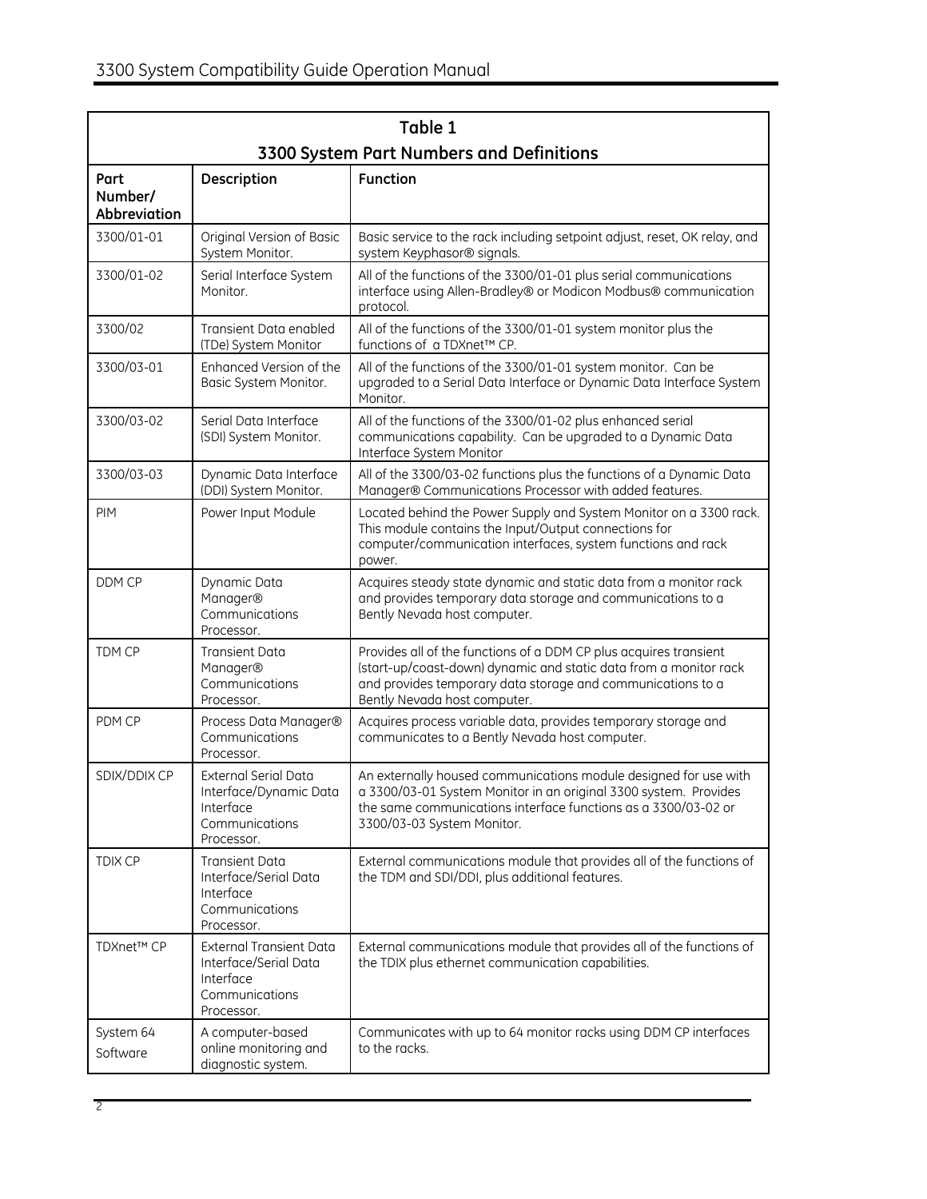| Table 1<br>3300 System Part Numbers and Definitions | | |
|---|---|---|
| **Part Number/ Abbreviation** | **Description** | **Function** |
| 3300/01-01 | Original Version of Basic System Monitor. | Basic service to the rack including setpoint adjust, reset, OK relay, and system Keyphasor® signals. |
| 3300/01-02 | Serial Interface System Monitor. | All of the functions of the 3300/01-01 plus serial communications interface using Allen-Bradley® or Modicon Modbus® communication protocol. |
| 3300/02 | Transient Data enabled (TDe) System Monitor | All of the functions of the 3300/01-01 system monitor plus the functions of a TDXnet™ CP. |
| 3300/03-01 | Enhanced Version of the Basic System Monitor. | All of the functions of the 3300/01-01 system monitor. Can be upgraded to a Serial Data Interface or Dynamic Data Interface System Monitor. |
| 3300/03-02 | Serial Data Interface (SDI) System Monitor. | All of the functions of the 3300/01-02 plus enhanced serial communications capability. Can be upgraded to a Dynamic Data Interface System Monitor |
| 3300/03-03 | Dynamic Data Interface (DDI) System Monitor. | All of the 3300/03-02 functions plus the functions of a Dynamic Data Manager® Communications Processor with added features. |
| PIM | Power Input Module | Located behind the Power Supply and System Monitor on a 3300 rack. This module contains the Input/Output connections for computer/communication interfaces, system functions and rack power. |
| DDM CP | Dynamic Data Manager® Communications Processor. | Acquires steady state dynamic and static data from a monitor rack and provides temporary data storage and communications to a Bently Nevada host computer. |
| TDM CP | Transient Data Manager® Communications Processor. | Provides all of the functions of a DDM CP plus acquires transient (start-up/coast-down) dynamic and static data from a monitor rack and provides temporary data storage and communications to a Bently Nevada host computer. |
| PDM CP | Process Data Manager® Communications Processor. | Acquires process variable data, provides temporary storage and communicates to a Bently Nevada host computer. |
| SDIX/DDIX CP | External Serial Data Interface/Dynamic Data Interface Communications Processor. | An externally housed communications module designed for use with a 3300/03-01 System Monitor in an original 3300 system. Provides the same communications interface functions as a 3300/03-02 or 3300/03-03 System Monitor. |
| TDIX CP | Transient Data Interface/Serial Data Interface Communications Processor. | External communications module that provides all of the functions of the TDM and SDI/DDI, plus additional features. |
| TDXnet™ CP | External Transient Data Interface/Serial Data Interface Communications Processor. | External communications module that provides all of the functions of the TDIX plus ethernet communication capabilities. |
| System 64 Software | A computer-based online monitoring and diagnostic system. | Communicates with up to 64 monitor racks using DDM CP interfaces to the racks. |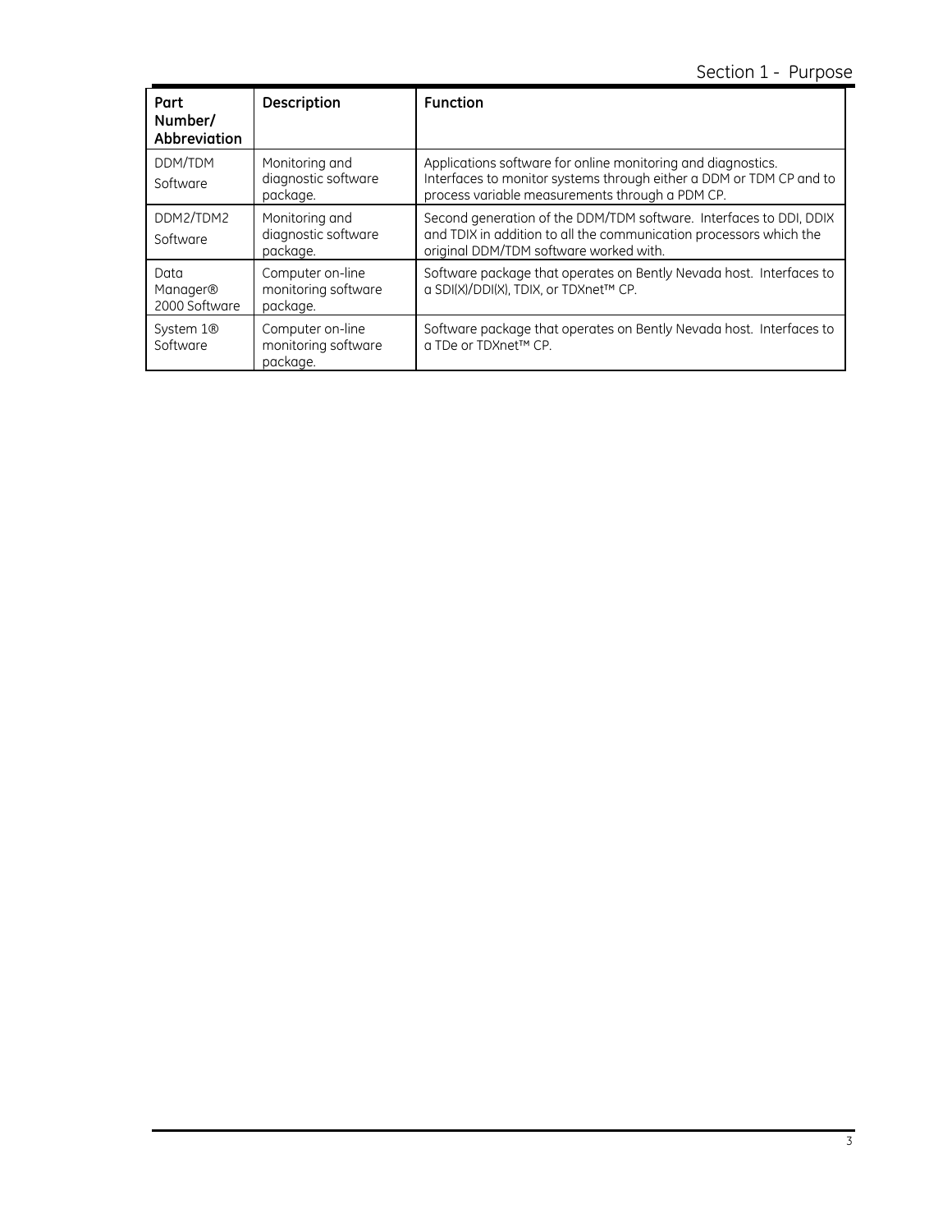| Part Number/ Abbreviation | Description | Function |
| --- | --- | --- |
| DDM/TDM Software | Monitoring and diagnostic software package. | Applications software for online monitoring and diagnostics. Interfaces to monitor systems through either a DDM or TDM CP and to process variable measurements through a PDM CP. |
| DDM2/TDM2 Software | Monitoring and diagnostic software package. | Second generation of the DDM/TDM software. Interfaces to DDI, DDIX and TDIX in addition to all the communication processors which the original DDM/TDM software worked with. |
| Data Manager® 2000 Software | Computer on-line monitoring software package. | Software package that operates on Bently Nevada host. Interfaces to a SDI(X)/DDI(X), TDIX, or TDXnet™ CP. |
| System 1® Software | Computer on-line monitoring software package. | Software package that operates on Bently Nevada host. Interfaces to a TDe or TDXnet™ CP. |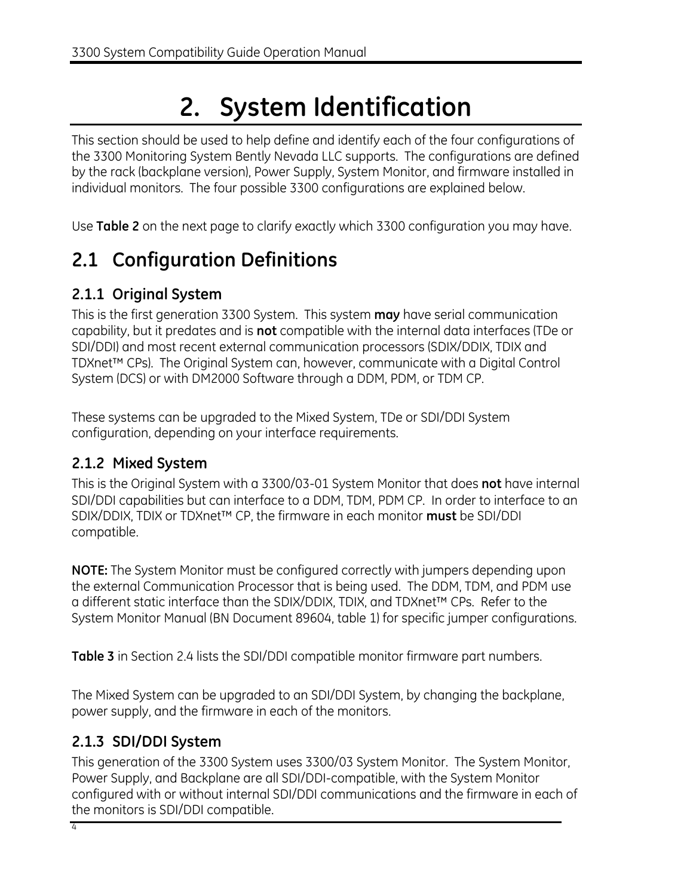# 2. System Identification

This section should be used to help define and identify each of the four configurations of the 3300 Monitoring System Bently Nevada LLC supports. The configurations are defined by the rack (backplane version), Power Supply, System Monitor, and firmware installed in individual monitors. The four possible 3300 configurations are explained below.

Use **Table 2** on the next page to clarify exactly which 3300 configuration you may have.

## 2.1 Configuration Definitions

### 2.1.1 Original System

This is the first generation 3300 System. This system **may** have serial communication capability, but it predates and is **not** compatible with the internal data interfaces (TDe or SDI/DDI) and most recent external communication processors (SDIX/DDIX, TDIX and TDXnet™ CPs). The Original System can, however, communicate with a Digital Control System (DCS) or with DM2000 Software through a DDM, PDM, or TDM CP.

These systems can be upgraded to the Mixed System, TDe or SDI/DDI System configuration, depending on your interface requirements.

### 2.1.2 Mixed System

This is the Original System with a 3300/03-01 System Monitor that does **not** have internal SDI/DDI capabilities but can interface to a DDM, TDM, PDM CP. In order to interface to an SDIX/DDIX, TDIX or TDXnet™ CP, the firmware in each monitor **must** be SDI/DDI compatible.

**NOTE:** The System Monitor must be configured correctly with jumpers depending upon the external Communication Processor that is being used. The DDM, TDM, and PDM use a different static interface than the SDIX/DDIX, TDIX, and TDXnet™ CPs. Refer to the System Monitor Manual (BN Document 89604, table 1) for specific jumper configurations.

**Table 3** in Section 2.4 lists the SDI/DDI compatible monitor firmware part numbers.

The Mixed System can be upgraded to an SDI/DDI System, by changing the backplane, power supply, and the firmware in each of the monitors.

### 2.1.3 SDI/DDI System

This generation of the 3300 System uses 3300/03 System Monitor. The System Monitor, Power Supply, and Backplane are all SDI/DDI-compatible, with the System Monitor configured with or without internal SDI/DDI communications and the firmware in each of the monitors is SDI/DDI compatible.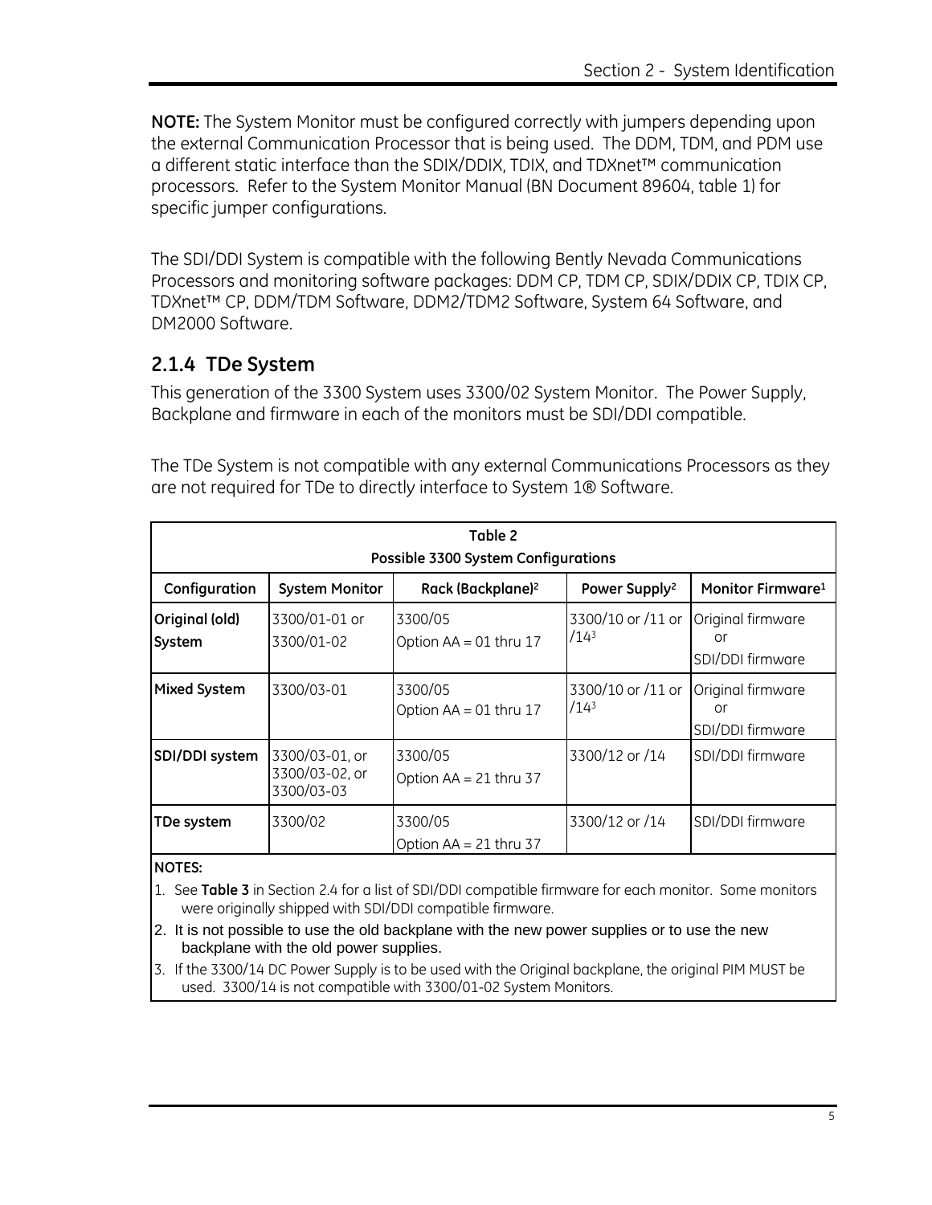**NOTE:** The System Monitor must be configured correctly with jumpers depending upon the external Communication Processor that is being used. The DDM, TDM, and PDM use a different static interface than the SDIX/DDIX, TDIX, and TDXnet™ communication processors. Refer to the System Monitor Manual (BN Document 89604, table 1) for specific jumper configurations.

The SDI/DDI System is compatible with the following Bently Nevada Communications Processors and monitoring software packages: DDM CP, TDM CP, SDIX/DDIX CP, TDIX CP, TDXnet™ CP, DDM/TDM Software, DDM2/TDM2 Software, System 64 Software, and DM2000 Software.

### 2.1.4 TDe System

This generation of the 3300 System uses 3300/02 System Monitor. The Power Supply, Backplane and firmware in each of the monitors must be SDI/DDI compatible.

The TDe System is not compatible with any external Communications Processors as they are not required for TDe to directly interface to System 1® Software.

**Table 2**
**Possible 3300 System Configurations**

| Configuration | System Monitor | Rack (Backplane)[2] | Power Supply[2] | Monitor Firmware[1] |
|---|---|---|---|---|
| **Original (old) System** | 3300/01-01 or 3300/01-02 | 3300/05 Option AA = 01 thru 17 | 3300/10 or /11 or /14[3] | Original firmware or SDI/DDI firmware |
| **Mixed System** | 3300/03-01 | 3300/05 Option AA = 01 thru 17 | 3300/10 or /11 or /14[3] | Original firmware or SDI/DDI firmware |
| **SDI/DDI system** | 3300/03-01, or 3300/03-02, or 3300/03-03 | 3300/05 Option AA = 21 thru 37 | 3300/12 or /14 | SDI/DDI firmware |
| **TDe system** | 3300/02 | 3300/05 Option AA = 21 thru 37 | 3300/12 or /14 | SDI/DDI firmware |

**NOTES:**

1. See **Table 3** in Section 2.4 for a list of SDI/DDI compatible firmware for each monitor. Some monitors were originally shipped with SDI/DDI compatible firmware.
2. It is not possible to use the old backplane with the new power supplies or to use the new backplane with the old power supplies.
3. If the 3300/14 DC Power Supply is to be used with the Original backplane, the original PIM MUST be used. 3300/14 is not compatible with 3300/01-02 System Monitors.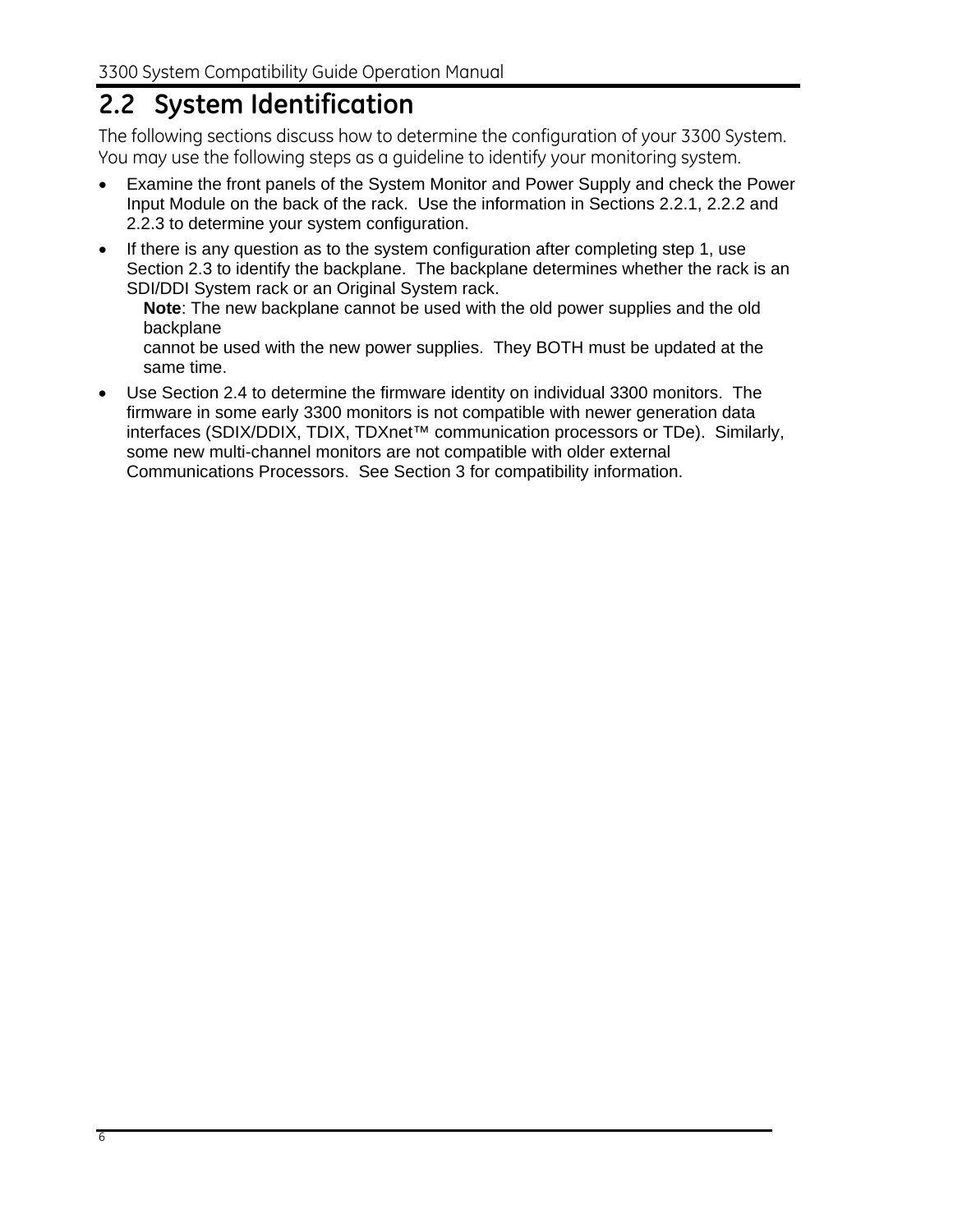## 2.2 System Identification

The following sections discuss how to determine the configuration of your 3300 System. You may use the following steps as a guideline to identify your monitoring system.

- Examine the front panels of the System Monitor and Power Supply and check the Power Input Module on the back of the rack. Use the information in Sections 2.2.1, 2.2.2 and 2.2.3 to determine your system configuration.
- If there is any question as to the system configuration after completing step 1, use Section 2.3 to identify the backplane. The backplane determines whether the rack is an SDI/DDI System rack or an Original System rack.

  **Note**: The new backplane cannot be used with the old power supplies and the old backplane cannot be used with the new power supplies. They BOTH must be updated at the same time.
- Use Section 2.4 to determine the firmware identity on individual 3300 monitors. The firmware in some early 3300 monitors is not compatible with newer generation data interfaces (SDIX/DDIX, TDIX, TDXnet™ communication processors or TDe). Similarly, some new multi-channel monitors are not compatible with older external Communications Processors. See Section 3 for compatibility information.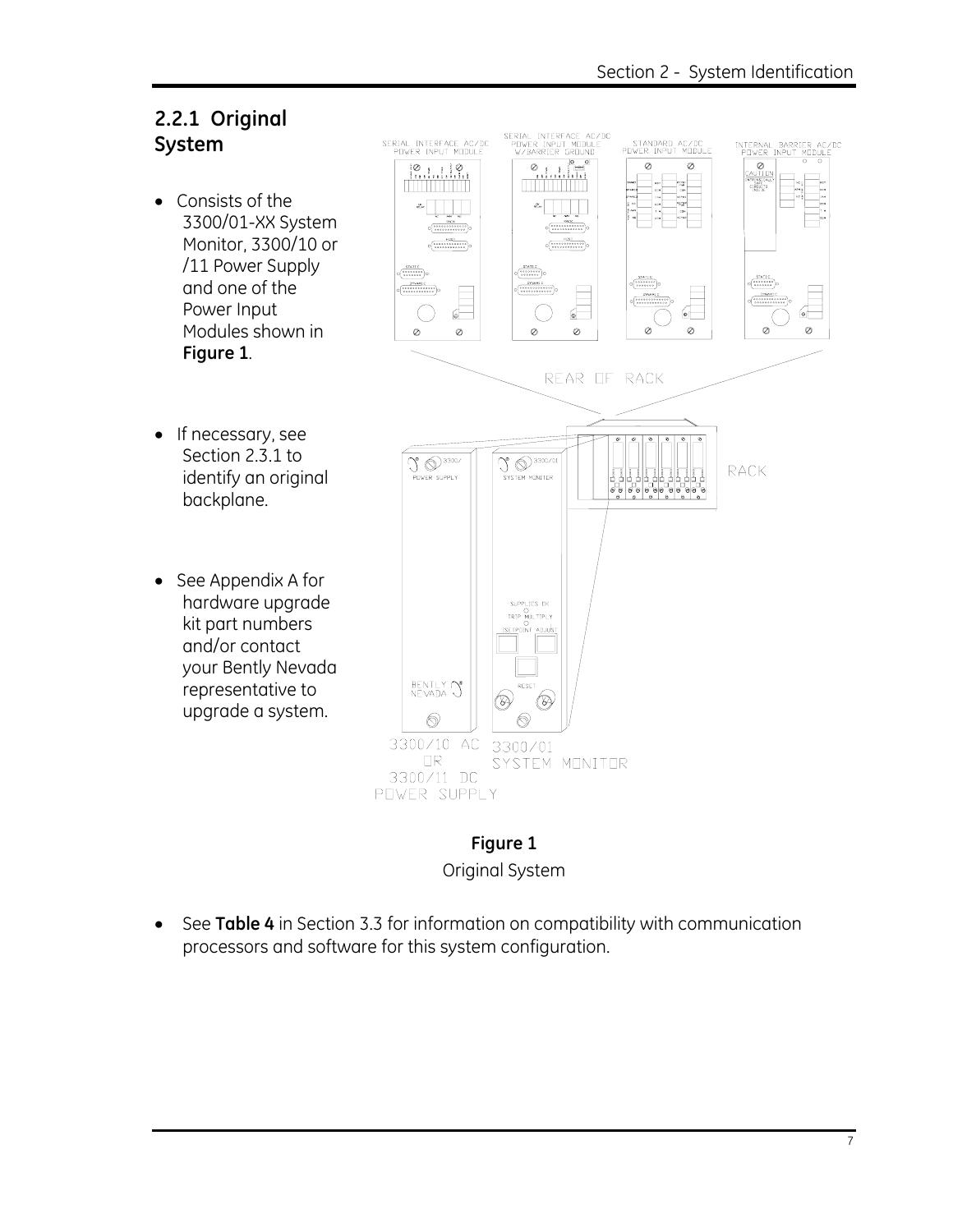## 2.2.1 Original System

- Consists of the 3300/01-XX System Monitor, 3300/10 or /11 Power Supply and one of the Power Input Modules shown in **Figure 1**.

- If necessary, see Section 2.3.1 to identify an original backplane.

- See Appendix A for hardware upgrade kit part numbers and/or contact your Bently Nevada representative to upgrade a system.

**Figure 1**

Original System

- See **Table 4** in Section 3.3 for information on compatibility with communication processors and software for this system configuration.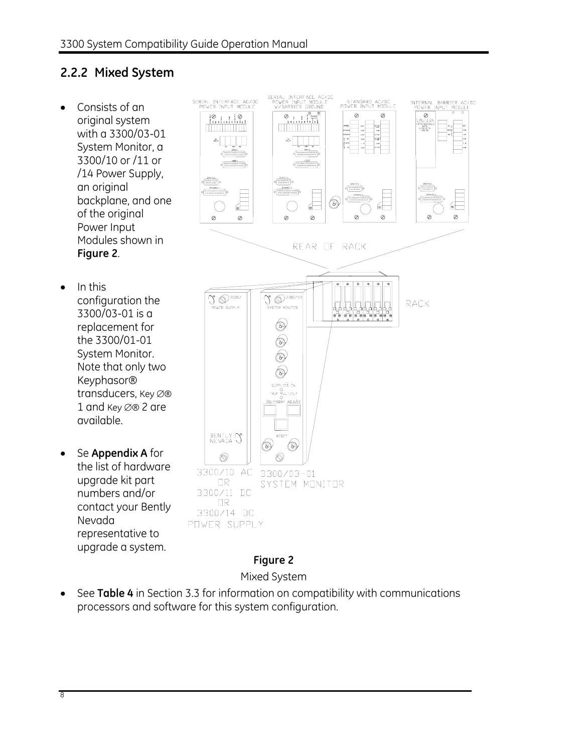## 2.2.2 Mixed System

- Consists of an original system with a 3300/03-01 System Monitor, a 3300/10 or /11 or /14 Power Supply, an original backplane, and one of the original Power Input Modules shown in **Figure 2**.
- In this configuration the 3300/03-01 is a replacement for the 3300/01-01 System Monitor. Note that only two Keyphasor® transducers, Key ∅® 1 and Key ∅® 2 are available.
- Se **Appendix A** for the list of hardware upgrade kit part numbers and/or contact your Bently Nevada representative to upgrade a system.

**Figure 2**

Mixed System

- See **Table 4** in Section 3.3 for information on compatibility with communications processors and software for this system configuration.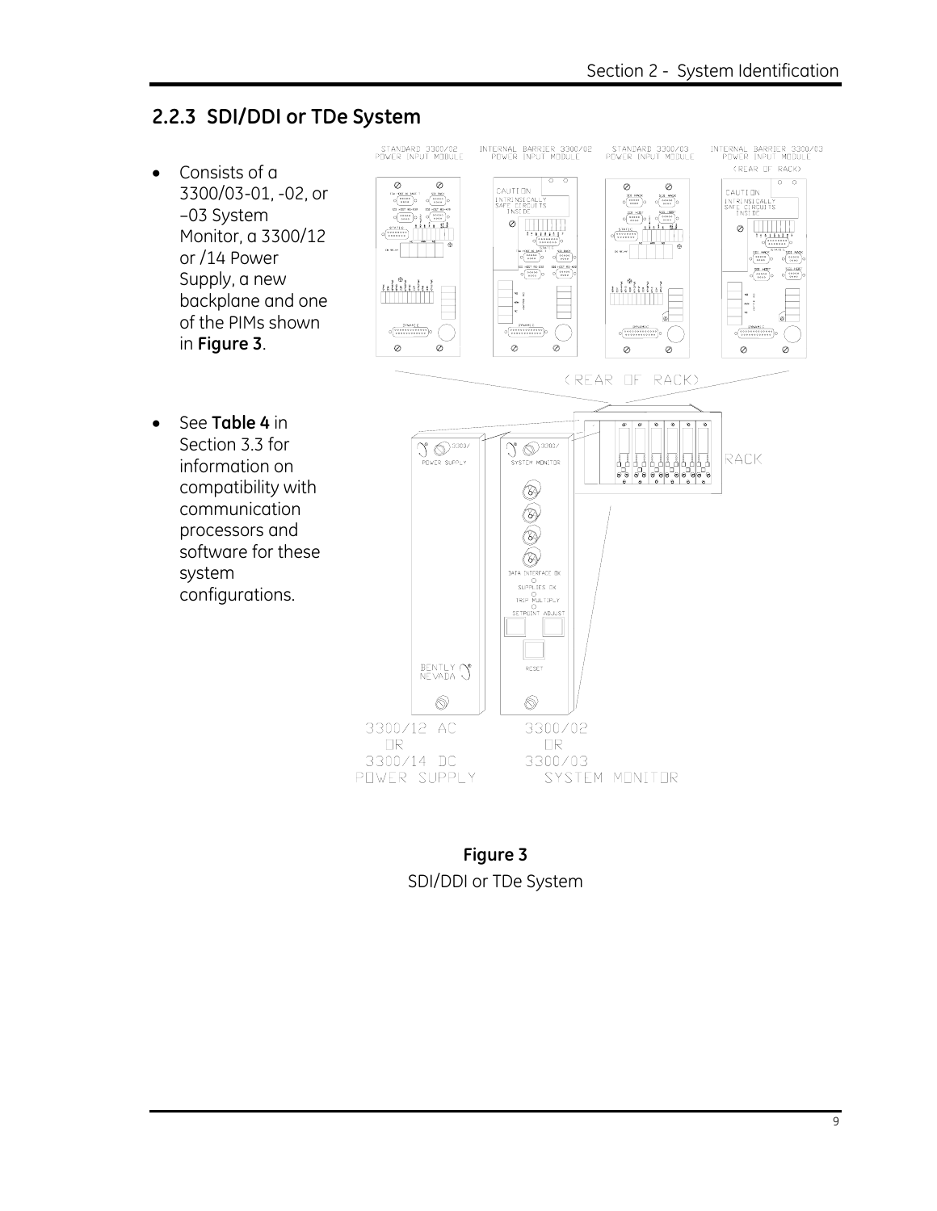### 2.2.3 SDI/DDI or TDe System

- Consists of a 3300/03-01, -02, or –03 System Monitor, a 3300/12 or /14 Power Supply, a new backplane and one of the PIMs shown in **Figure 3**.

- See **Table 4** in Section 3.3 for information on compatibility with communication processors and software for these system configurations.

**Figure 3**

SDI/DDI or TDe System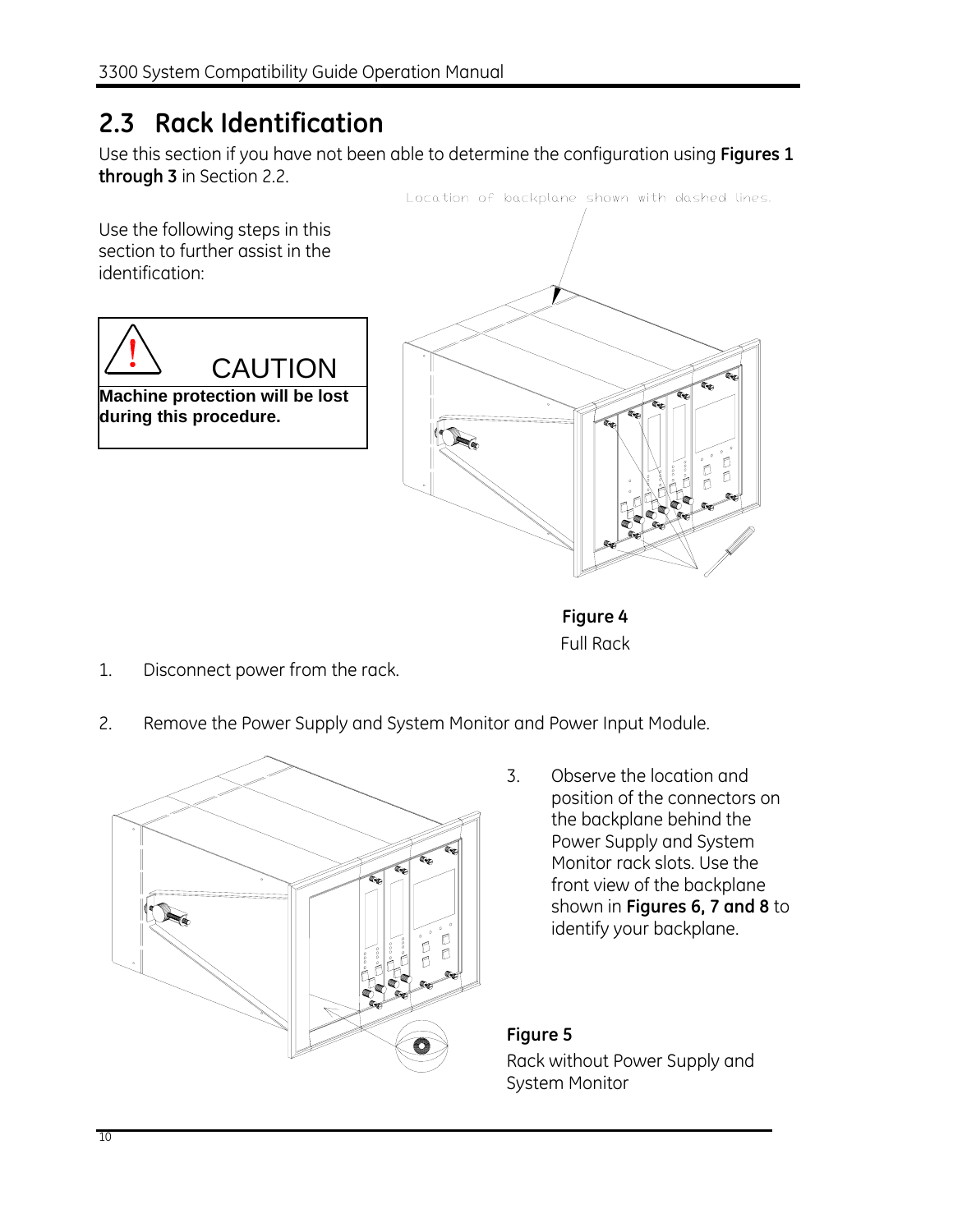## 2.3 Rack Identification

Use this section if you have not been able to determine the configuration using **Figures 1 through 3** in Section 2.2.

Location of backplane shown with dashed lines.

Use the following steps in this section to further assist in the identification:

> **CAUTION**
>
> **Machine protection will be lost during this procedure.**

**Figure 4**

Full Rack

1. Disconnect power from the rack.

2. Remove the Power Supply and System Monitor and Power Input Module.

3. Observe the location and position of the connectors on the backplane behind the Power Supply and System Monitor rack slots. Use the front view of the backplane shown in **Figures 6, 7 and 8** to identify your backplane.

**Figure 5**

Rack without Power Supply and System Monitor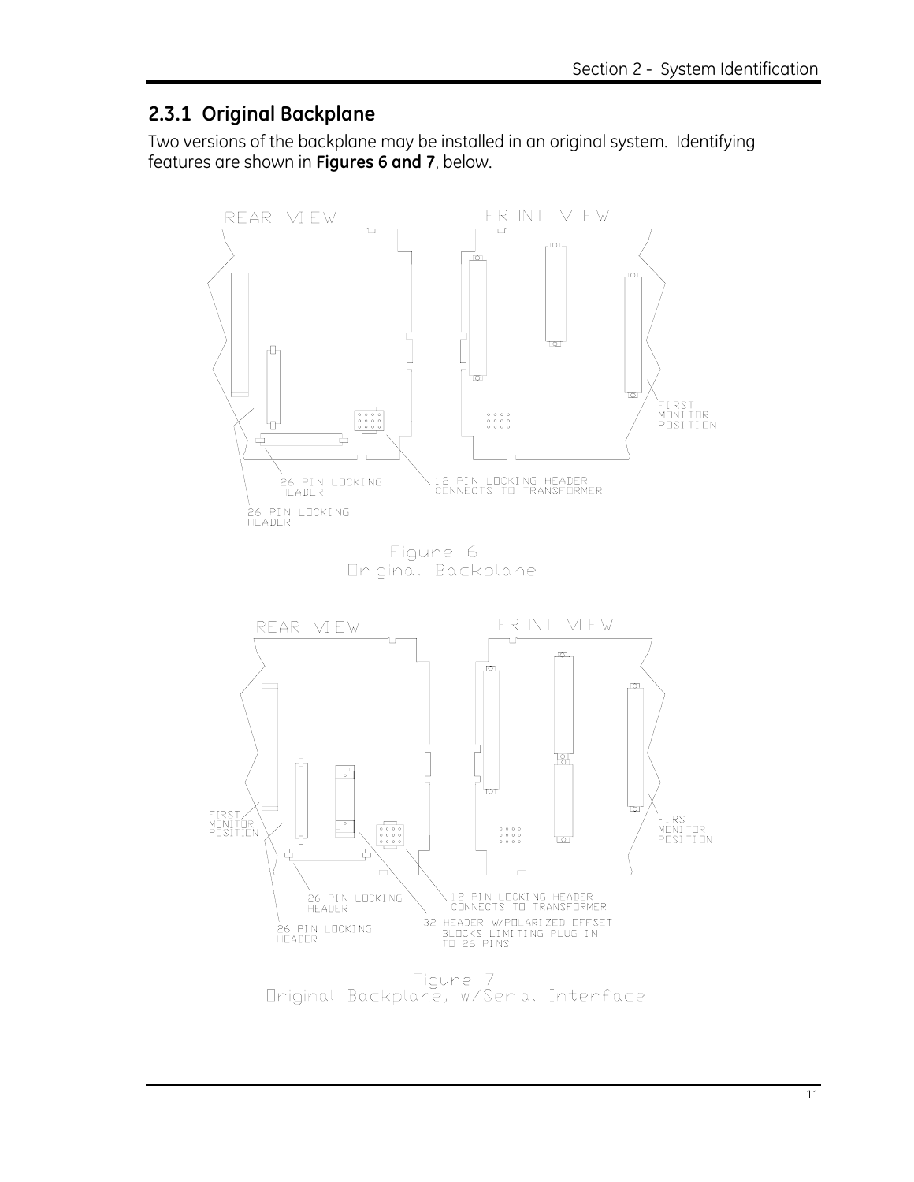## 2.3.1 Original Backplane

Two versions of the backplane may be installed in an original system. Identifying features are shown in **Figures 6 and 7**, below.

REAR VIEW

FRONT VIEW

FIRST MONITOR POSITION

26 PIN LOCKING HEADER

12 PIN LOCKING HEADER CONNECTS TO TRANSFORMER

26 PIN LOCKING HEADER

Figure 6
Original Backplane

REAR VIEW

FRONT VIEW

FIRST MONITOR POSITION

FIRST MONITOR POSITION

26 PIN LOCKING HEADER

12 PIN LOCKING HEADER CONNECTS TO TRANSFORMER

32 HEADER W/POLARIZED OFFSET BLOCKS LIMITING PLUG IN TO 26 PINS

26 PIN LOCKING HEADER

Figure 7
Original Backplane, w/Serial Interface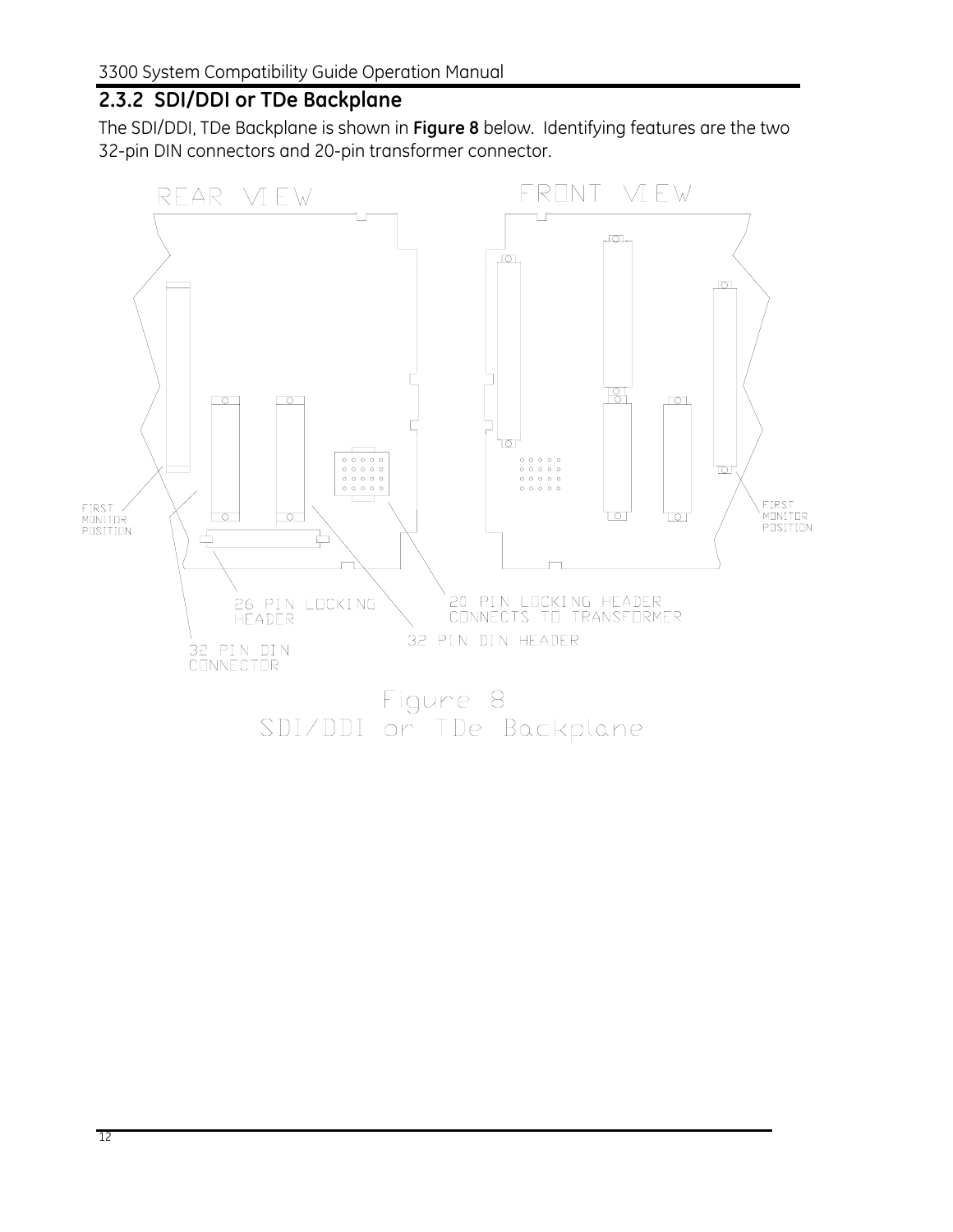## 2.3.2 SDI/DDI or TDe Backplane

The SDI/DDI, TDe Backplane is shown in **Figure 8** below. Identifying features are the two 32-pin DIN connectors and 20-pin transformer connector.

REAR VIEW

FRONT VIEW

FIRST MONITOR POSITION

FIRST MONITOR POSITION

26 PIN LOCKING HEADER

20 PIN LOCKING HEADER CONNECTS TO TRANSFORMER

32 PIN DIN HEADER

32 PIN DIN CONNECTOR

Figure 8
SDI/DDI or TDe Backplane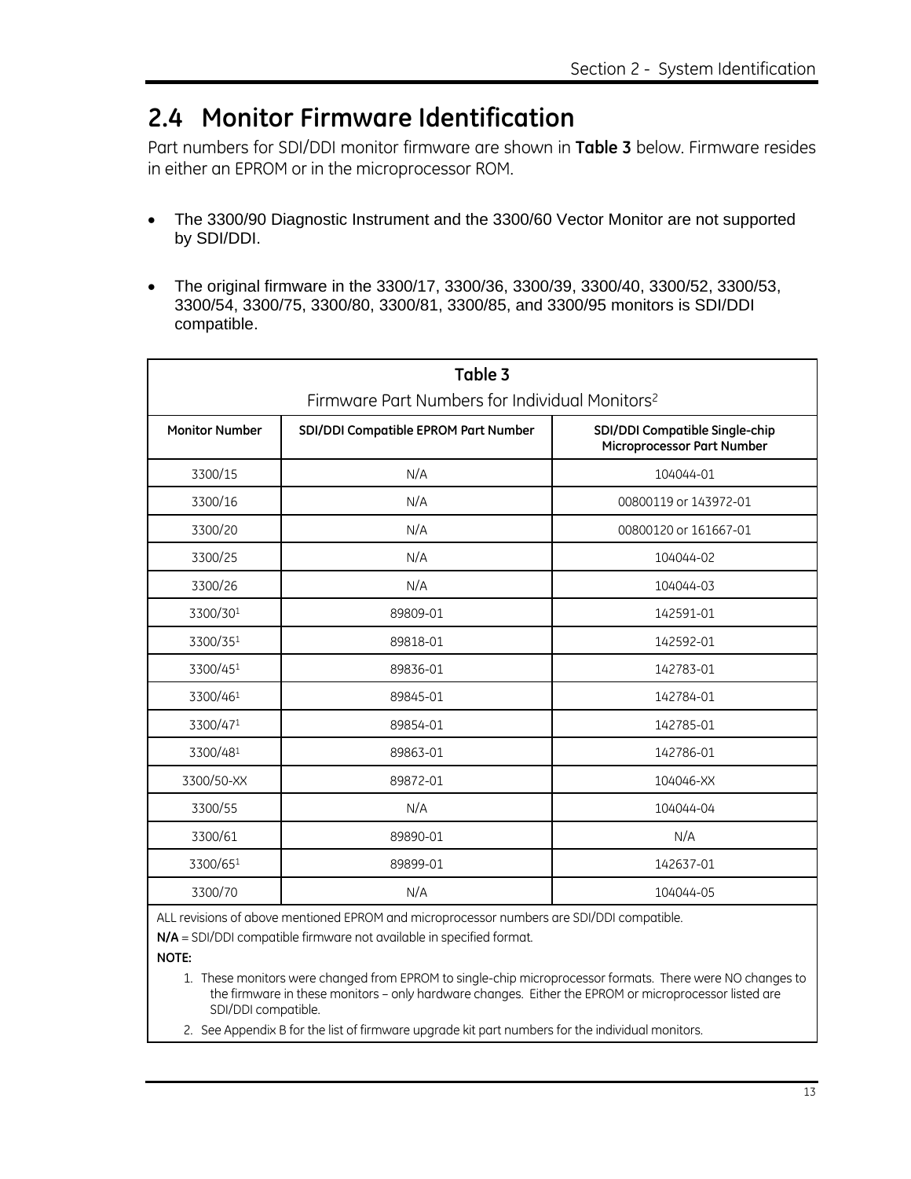## 2.4 Monitor Firmware Identification

Part numbers for SDI/DDI monitor firmware are shown in **Table 3** below. Firmware resides in either an EPROM or in the microprocessor ROM.

- The 3300/90 Diagnostic Instrument and the 3300/60 Vector Monitor are not supported by SDI/DDI.
- The original firmware in the 3300/17, 3300/36, 3300/39, 3300/40, 3300/52, 3300/53, 3300/54, 3300/75, 3300/80, 3300/81, 3300/85, and 3300/95 monitors is SDI/DDI compatible.

**Table 3**

Firmware Part Numbers for Individual Monitors[2]

| Monitor Number | SDI/DDI Compatible EPROM Part Number | SDI/DDI Compatible Single-chip Microprocessor Part Number |
|---|---|---|
| 3300/15 | N/A | 104044-01 |
| 3300/16 | N/A | 00800119 or 143972-01 |
| 3300/20 | N/A | 00800120 or 161667-01 |
| 3300/25 | N/A | 104044-02 |
| 3300/26 | N/A | 104044-03 |
| 3300/30[1] | 89809-01 | 142591-01 |
| 3300/35[1] | 89818-01 | 142592-01 |
| 3300/45[1] | 89836-01 | 142783-01 |
| 3300/46[1] | 89845-01 | 142784-01 |
| 3300/47[1] | 89854-01 | 142785-01 |
| 3300/48[1] | 89863-01 | 142786-01 |
| 3300/50-XX | 89872-01 | 104046-XX |
| 3300/55 | N/A | 104044-04 |
| 3300/61 | 89890-01 | N/A |
| 3300/65[1] | 89899-01 | 142637-01 |
| 3300/70 | N/A | 104044-05 |

ALL revisions of above mentioned EPROM and microprocessor numbers are SDI/DDI compatible.

**N/A** = SDI/DDI compatible firmware not available in specified format.

**NOTE:**

1. These monitors were changed from EPROM to single-chip microprocessor formats. There were NO changes to the firmware in these monitors – only hardware changes. Either the EPROM or microprocessor listed are SDI/DDI compatible.
2. See Appendix B for the list of firmware upgrade kit part numbers for the individual monitors.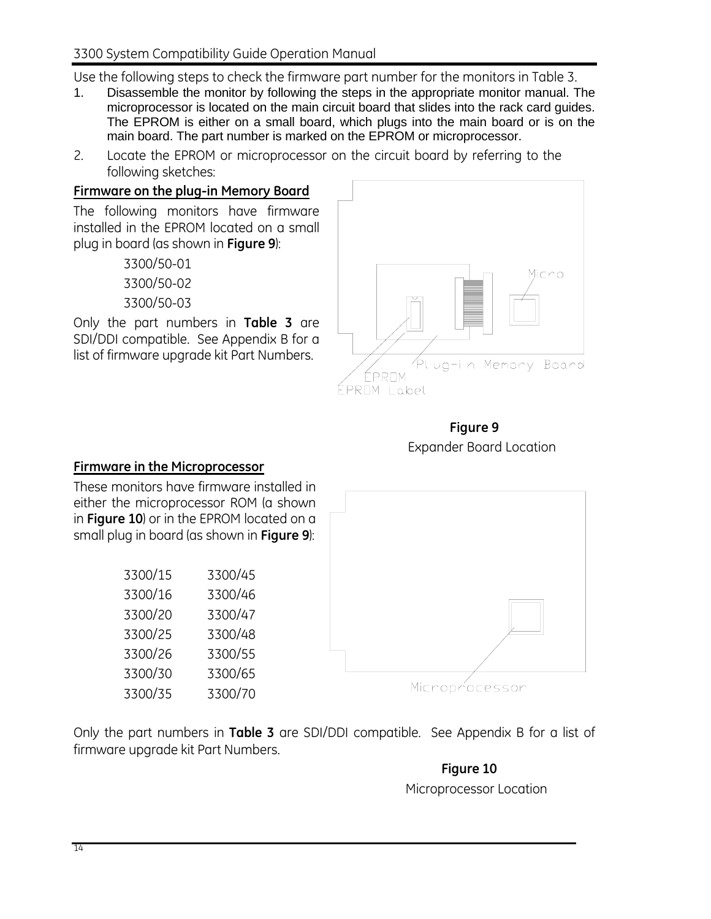Use the following steps to check the firmware part number for the monitors in Table 3.

1. Disassemble the monitor by following the steps in the appropriate monitor manual. The microprocessor is located on the main circuit board that slides into the rack card guides. The EPROM is either on a small board, which plugs into the main board or is on the main board. The part number is marked on the EPROM or microprocessor.
2. Locate the EPROM or microprocessor on the circuit board by referring to the following sketches:

**Firmware on the plug-in Memory Board**

The following monitors have firmware installed in the EPROM located on a small plug in board (as shown in **Figure 9**):

3300/50-01
3300/50-02
3300/50-03

Only the part numbers in **Table 3** are SDI/DDI compatible. See Appendix B for a list of firmware upgrade kit Part Numbers.

**Figure 9**
Expander Board Location

**Firmware in the Microprocessor**

These monitors have firmware installed in either the microprocessor ROM (a shown in **Figure 10**) or in the EPROM located on a small plug in board (as shown in **Figure 9**):

| | |
|---|---|
| 3300/15 | 3300/45 |
| 3300/16 | 3300/46 |
| 3300/20 | 3300/47 |
| 3300/25 | 3300/48 |
| 3300/26 | 3300/55 |
| 3300/30 | 3300/65 |
| 3300/35 | 3300/70 |

Only the part numbers in **Table 3** are SDI/DDI compatible. See Appendix B for a list of firmware upgrade kit Part Numbers.

**Figure 10**
Microprocessor Location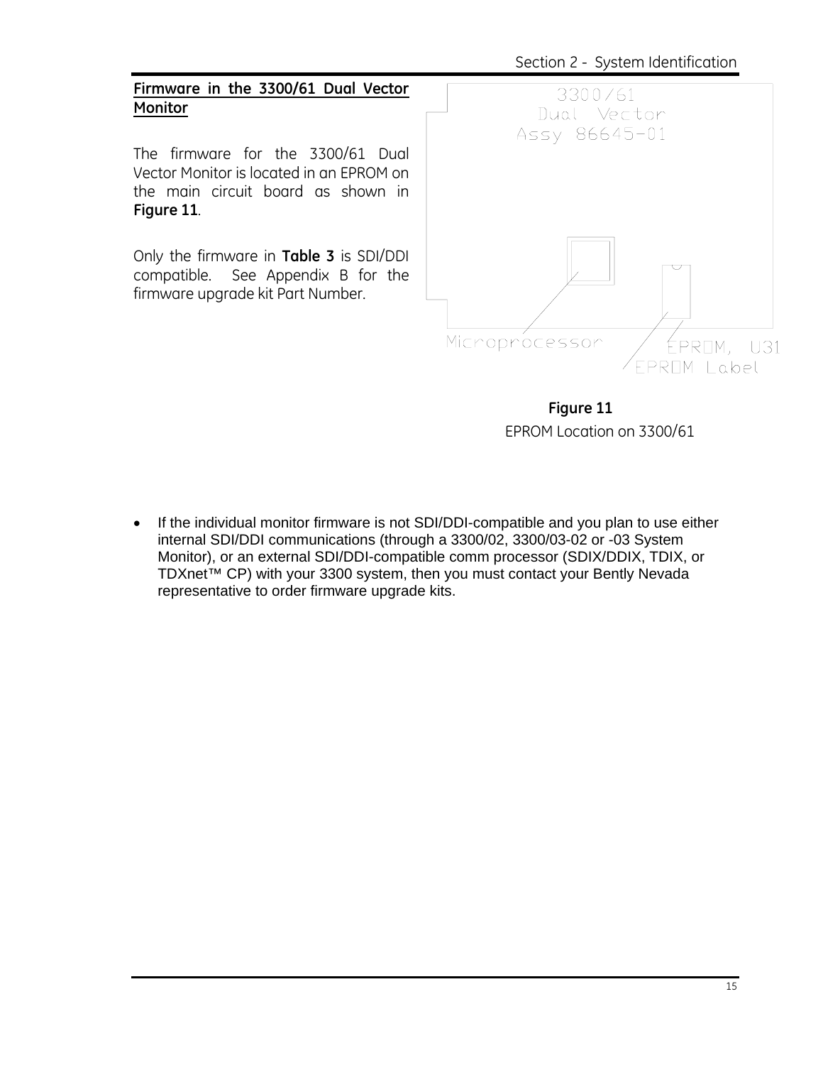## Firmware in the 3300/61 Dual Vector Monitor

The firmware for the 3300/61 Dual Vector Monitor is located in an EPROM on the main circuit board as shown in **Figure 11**.

Only the firmware in **Table 3** is SDI/DDI compatible. See Appendix B for the firmware upgrade kit Part Number.

3300/61
Dual Vector
Assy 86645-01

Microprocessor

EPROM, U31

EPROM Label

**Figure 11**

EPROM Location on 3300/61

- If the individual monitor firmware is not SDI/DDI-compatible and you plan to use either internal SDI/DDI communications (through a 3300/02, 3300/03-02 or -03 System Monitor), or an external SDI/DDI-compatible comm processor (SDIX/DDIX, TDIX, or TDXnet™ CP) with your 3300 system, then you must contact your Bently Nevada representative to order firmware upgrade kits.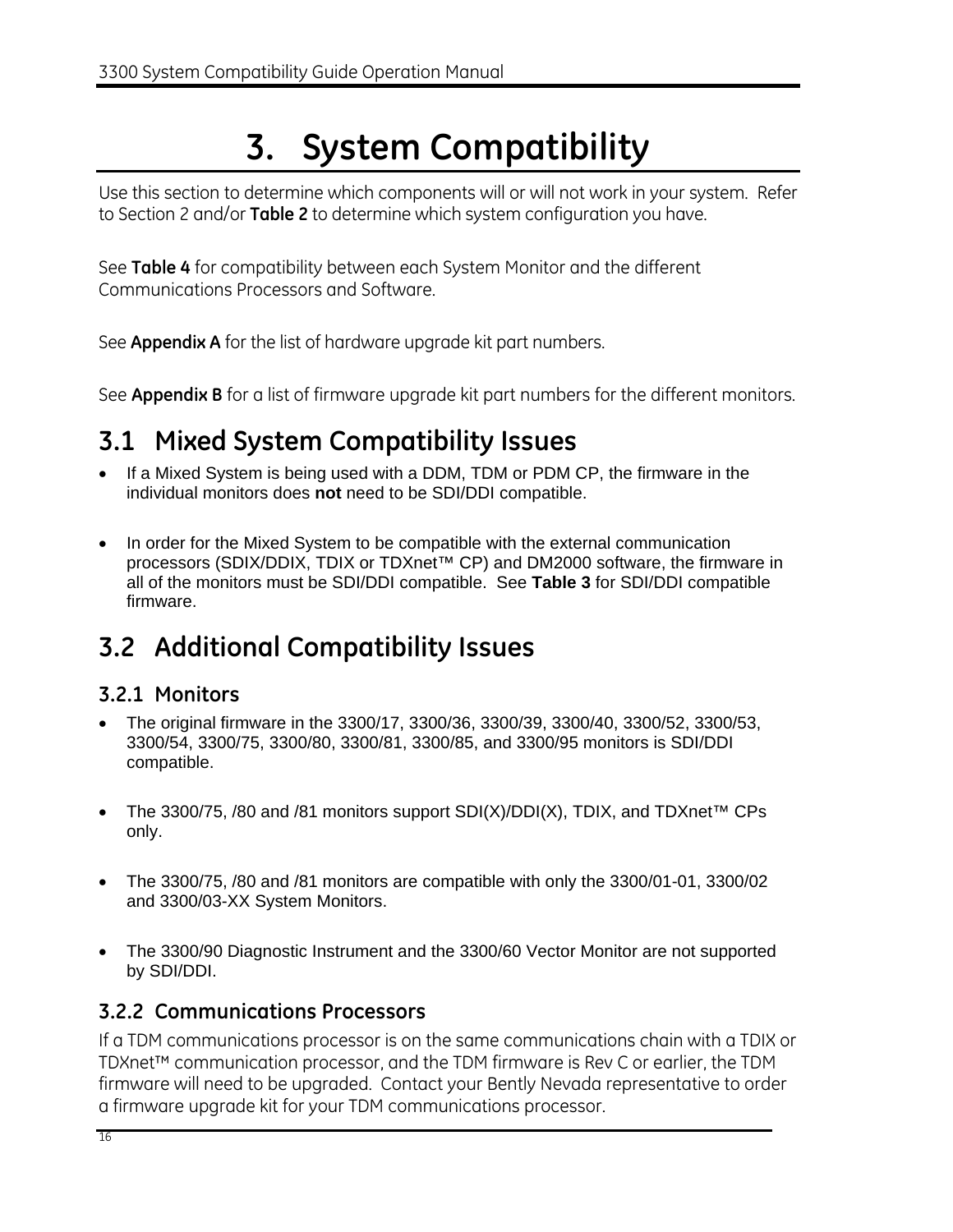# 3. System Compatibility

Use this section to determine which components will or will not work in your system. Refer to Section 2 and/or **Table 2** to determine which system configuration you have.

See **Table 4** for compatibility between each System Monitor and the different Communications Processors and Software.

See **Appendix A** for the list of hardware upgrade kit part numbers.

See **Appendix B** for a list of firmware upgrade kit part numbers for the different monitors.

## 3.1 Mixed System Compatibility Issues

- If a Mixed System is being used with a DDM, TDM or PDM CP, the firmware in the individual monitors does **not** need to be SDI/DDI compatible.
- In order for the Mixed System to be compatible with the external communication processors (SDIX/DDIX, TDIX or TDXnet™ CP) and DM2000 software, the firmware in all of the monitors must be SDI/DDI compatible. See **Table 3** for SDI/DDI compatible firmware.

## 3.2 Additional Compatibility Issues

### 3.2.1 Monitors

- The original firmware in the 3300/17, 3300/36, 3300/39, 3300/40, 3300/52, 3300/53, 3300/54, 3300/75, 3300/80, 3300/81, 3300/85, and 3300/95 monitors is SDI/DDI compatible.
- The 3300/75, /80 and /81 monitors support SDI(X)/DDI(X), TDIX, and TDXnet™ CPs only.
- The 3300/75, /80 and /81 monitors are compatible with only the 3300/01-01, 3300/02 and 3300/03-XX System Monitors.
- The 3300/90 Diagnostic Instrument and the 3300/60 Vector Monitor are not supported by SDI/DDI.

### 3.2.2 Communications Processors

If a TDM communications processor is on the same communications chain with a TDIX or TDXnet™ communication processor, and the TDM firmware is Rev C or earlier, the TDM firmware will need to be upgraded. Contact your Bently Nevada representative to order a firmware upgrade kit for your TDM communications processor.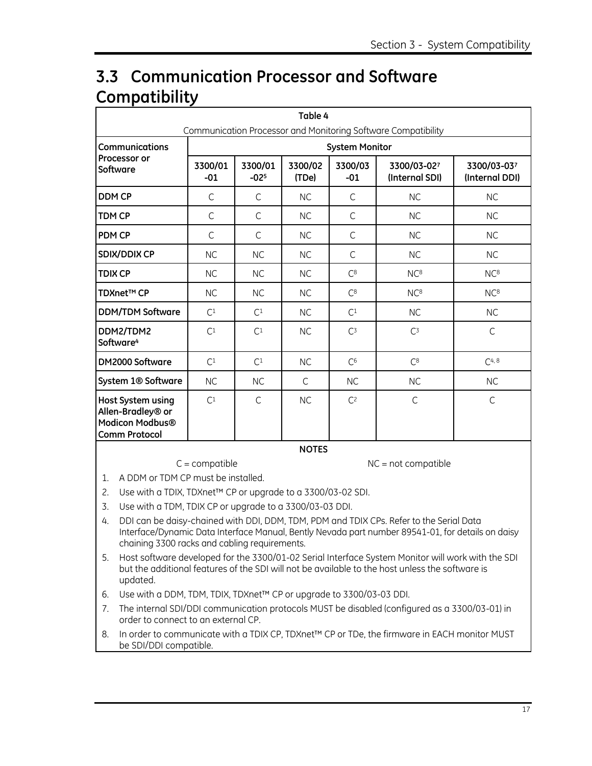# 3.3 Communication Processor and Software Compatibility

**Table 4**

Communication Processor and Monitoring Software Compatibility

| Communications Processor or Software | System Monitor | | | | | |
|---|---|---|---|---|---|---|
| | **3300/01-01** | **3300/01-02[5]** | **3300/02 (TDe)** | **3300/03-01** | **3300/03-02[7] (Internal SDI)** | **3300/03-03[7] (Internal DDI)** |
| **DDM CP** | C | C | NC | C | NC | NC |
| **TDM CP** | C | C | NC | C | NC | NC |
| **PDM CP** | C | C | NC | C | NC | NC |
| **SDIX/DDIX CP** | NC | NC | NC | C | NC | NC |
| **TDIX CP** | NC | NC | NC | C[8] | NC[8] | NC[8] |
| **TDXnet™ CP** | NC | NC | NC | C[8] | NC[8] | NC[8] |
| **DDM/TDM Software** | C[1] | C[1] | NC | C[1] | NC | NC |
| **DDM2/TDM2 Software[4]** | C[1] | C[1] | NC | C[3] | C[3] | C |
| **DM2000 Software** | C[1] | C[1] | NC | C[6] | C[8] | C[4, 8] |
| **System 1® Software** | NC | NC | C | NC | NC | NC |
| **Host System using Allen-Bradley® or Modicon Modbus® Comm Protocol** | C[1] | C | NC | C[2] | C | C |

**NOTES**

C = compatible NC = not compatible

1. A DDM or TDM CP must be installed.
2. Use with a TDIX, TDXnet™ CP or upgrade to a 3300/03-02 SDI.
3. Use with a TDM, TDIX CP or upgrade to a 3300/03-03 DDI.
4. DDI can be daisy-chained with DDI, DDM, TDM, PDM and TDIX CPs. Refer to the Serial Data Interface/Dynamic Data Interface Manual, Bently Nevada part number 89541-01, for details on daisy chaining 3300 racks and cabling requirements.
5. Host software developed for the 3300/01-02 Serial Interface System Monitor will work with the SDI but the additional features of the SDI will not be available to the host unless the software is updated.
6. Use with a DDM, TDM, TDIX, TDXnet™ CP or upgrade to 3300/03-03 DDI.
7. The internal SDI/DDI communication protocols MUST be disabled (configured as a 3300/03-01) in order to connect to an external CP.
8. In order to communicate with a TDIX CP, TDXnet™ CP or TDe, the firmware in EACH monitor MUST be SDI/DDI compatible.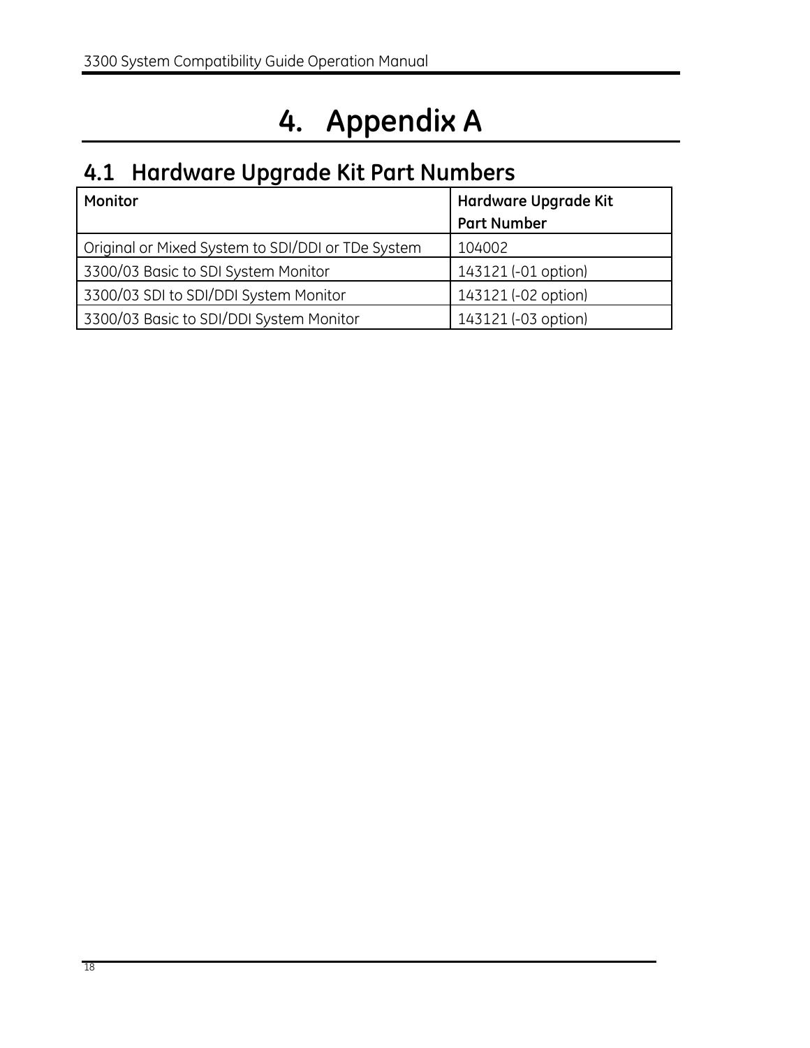# 4. Appendix A

## 4.1 Hardware Upgrade Kit Part Numbers

| Monitor | Hardware Upgrade Kit Part Number |
|---|---|
| Original or Mixed System to SDI/DDI or TDe System | 104002 |
| 3300/03 Basic to SDI System Monitor | 143121 (-01 option) |
| 3300/03 SDI to SDI/DDI System Monitor | 143121 (-02 option) |
| 3300/03 Basic to SDI/DDI System Monitor | 143121 (-03 option) |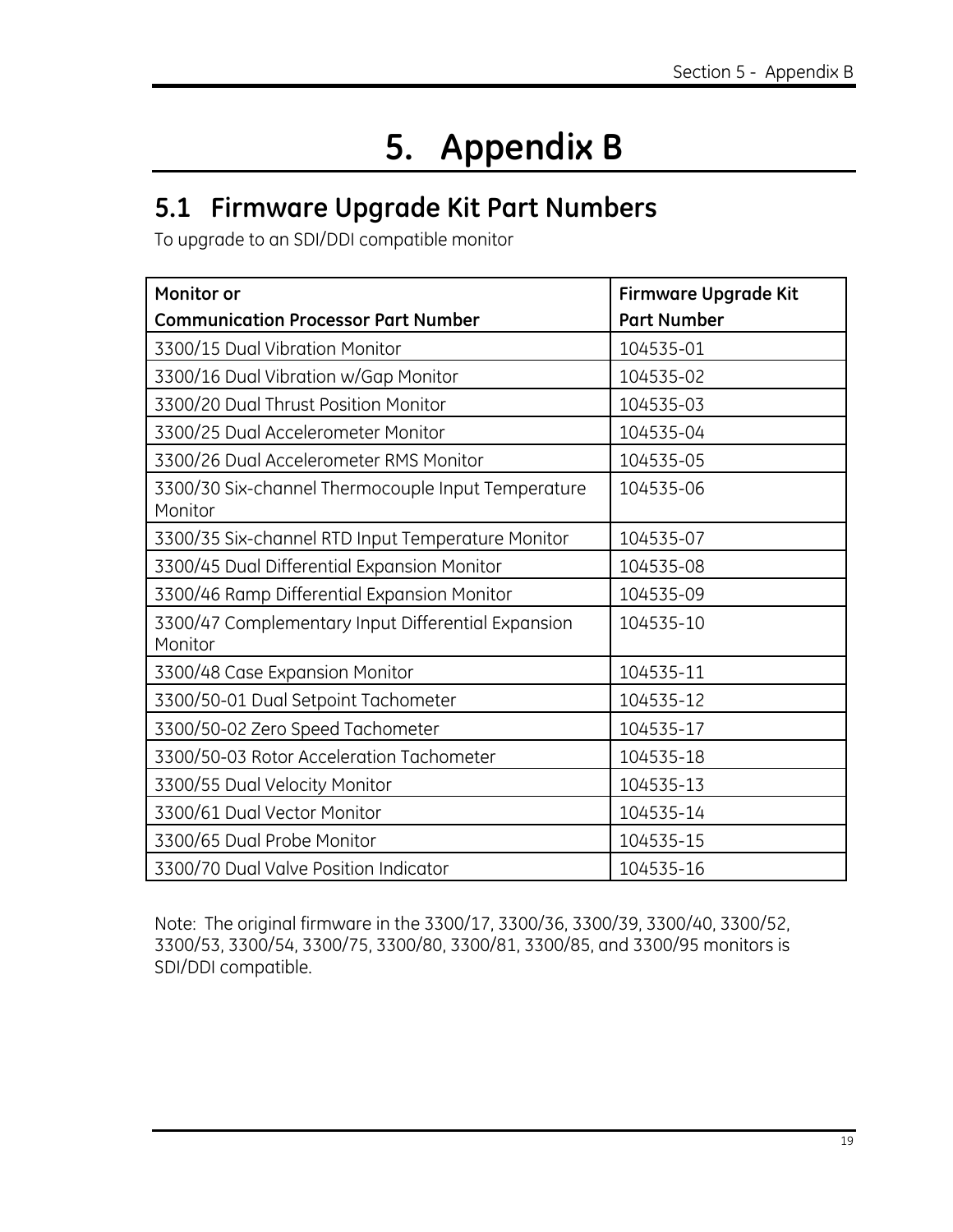# 5. Appendix B

## 5.1 Firmware Upgrade Kit Part Numbers

To upgrade to an SDI/DDI compatible monitor

| Monitor or<br>Communication Processor Part Number | Firmware Upgrade Kit<br>Part Number |
|---|---|
| 3300/15 Dual Vibration Monitor | 104535-01 |
| 3300/16 Dual Vibration w/Gap Monitor | 104535-02 |
| 3300/20 Dual Thrust Position Monitor | 104535-03 |
| 3300/25 Dual Accelerometer Monitor | 104535-04 |
| 3300/26 Dual Accelerometer RMS Monitor | 104535-05 |
| 3300/30 Six-channel Thermocouple Input Temperature Monitor | 104535-06 |
| 3300/35 Six-channel RTD Input Temperature Monitor | 104535-07 |
| 3300/45 Dual Differential Expansion Monitor | 104535-08 |
| 3300/46 Ramp Differential Expansion Monitor | 104535-09 |
| 3300/47 Complementary Input Differential Expansion Monitor | 104535-10 |
| 3300/48 Case Expansion Monitor | 104535-11 |
| 3300/50-01 Dual Setpoint Tachometer | 104535-12 |
| 3300/50-02 Zero Speed Tachometer | 104535-17 |
| 3300/50-03 Rotor Acceleration Tachometer | 104535-18 |
| 3300/55 Dual Velocity Monitor | 104535-13 |
| 3300/61 Dual Vector Monitor | 104535-14 |
| 3300/65 Dual Probe Monitor | 104535-15 |
| 3300/70 Dual Valve Position Indicator | 104535-16 |

Note: The original firmware in the 3300/17, 3300/36, 3300/39, 3300/40, 3300/52, 3300/53, 3300/54, 3300/75, 3300/80, 3300/81, 3300/85, and 3300/95 monitors is SDI/DDI compatible.